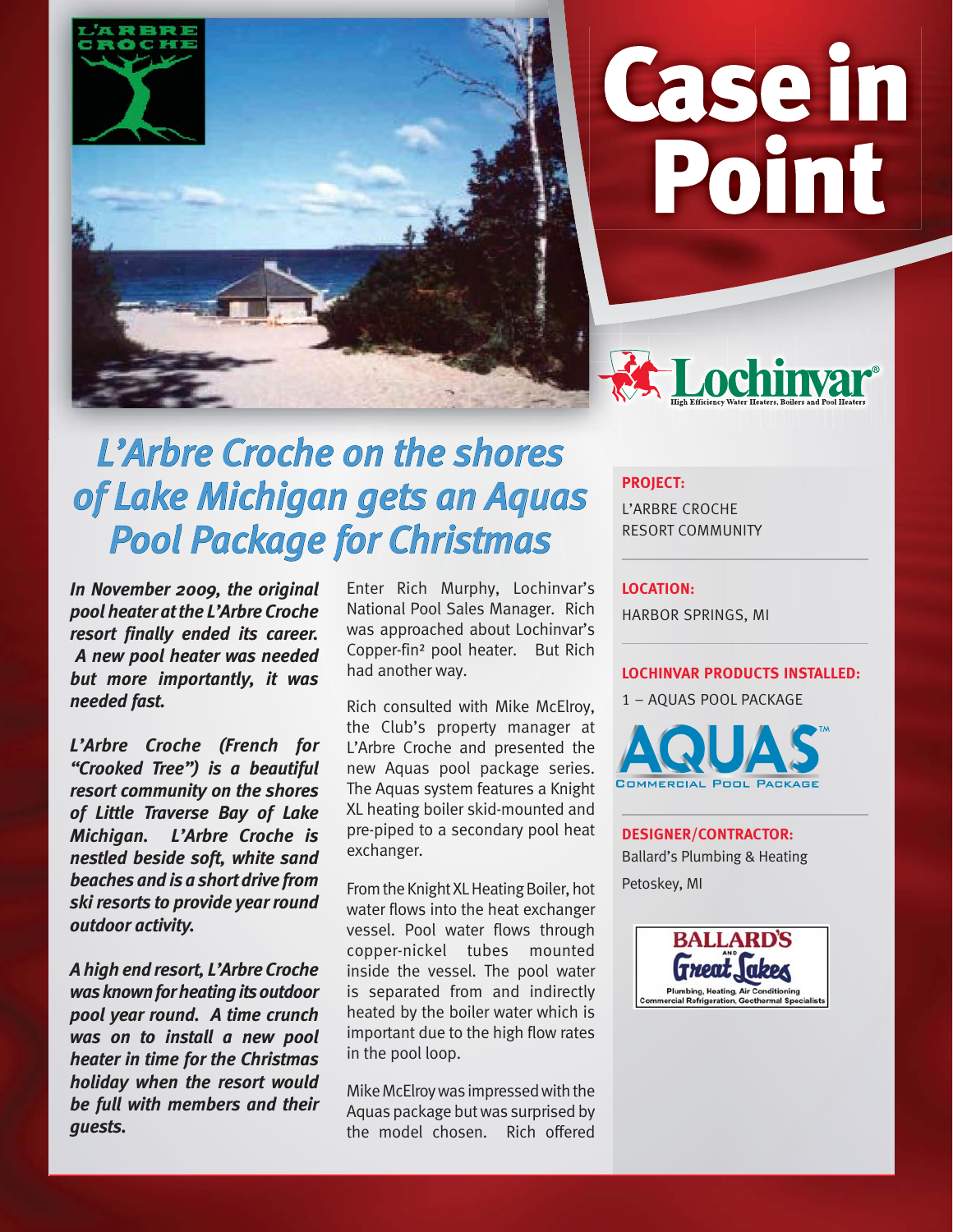# Case in Point

Lochinvar® High Efficiency Water Heaters, Boilers and Pool Heaters

## *L'Arbre Croche on the shores of Lake Michigan gets an Aquas Pool Package for Christmas*

***In November 2009, the original pool heater at the L'Arbre Croche resort finally ended its career. A new pool heater was needed but more importantly, it was needed fast.***

***L'Arbre Croche (French for "Crooked Tree") is a beautiful resort community on the shores of Little Traverse Bay of Lake Michigan. L'Arbre Croche is nestled beside soft, white sand beaches and is a short drive from ski resorts to provide year round outdoor activity.***

***A high end resort, L'Arbre Croche was known for heating its outdoor pool year round. A time crunch was on to install a new pool heater in time for the Christmas holiday when the resort would be full with members and their guests.***

Enter Rich Murphy, Lochinvar's National Pool Sales Manager. Rich was approached about Lochinvar's Copper-fin² pool heater. But Rich had another way.

Rich consulted with Mike McElroy, the Club's property manager at L'Arbre Croche and presented the new Aquas pool package series. The Aquas system features a Knight XL heating boiler skid-mounted and pre-piped to a secondary pool heat exchanger.

From the Knight XL Heating Boiler, hot water flows into the heat exchanger vessel. Pool water flows through copper-nickel tubes mounted inside the vessel. The pool water is separated from and indirectly heated by the boiler water which is important due to the high flow rates in the pool loop.

Mike McElroy was impressed with the Aquas package but was surprised by the model chosen. Rich offered

**PROJECT:**
L'ARBRE CROCHE RESORT COMMUNITY

**LOCATION:**
HARBOR SPRINGS, MI

**LOCHINVAR PRODUCTS INSTALLED:**
1 – AQUAS POOL PACKAGE

AQUAS™ COMMERCIAL POOL PACKAGE

**DESIGNER/CONTRACTOR:**
Ballard's Plumbing & Heating
Petoskey, MI

BALLARD'S AND Great Lakes
Plumbing, Heating, Air Conditioning
Commercial Refrigeration, Geothermal Specialists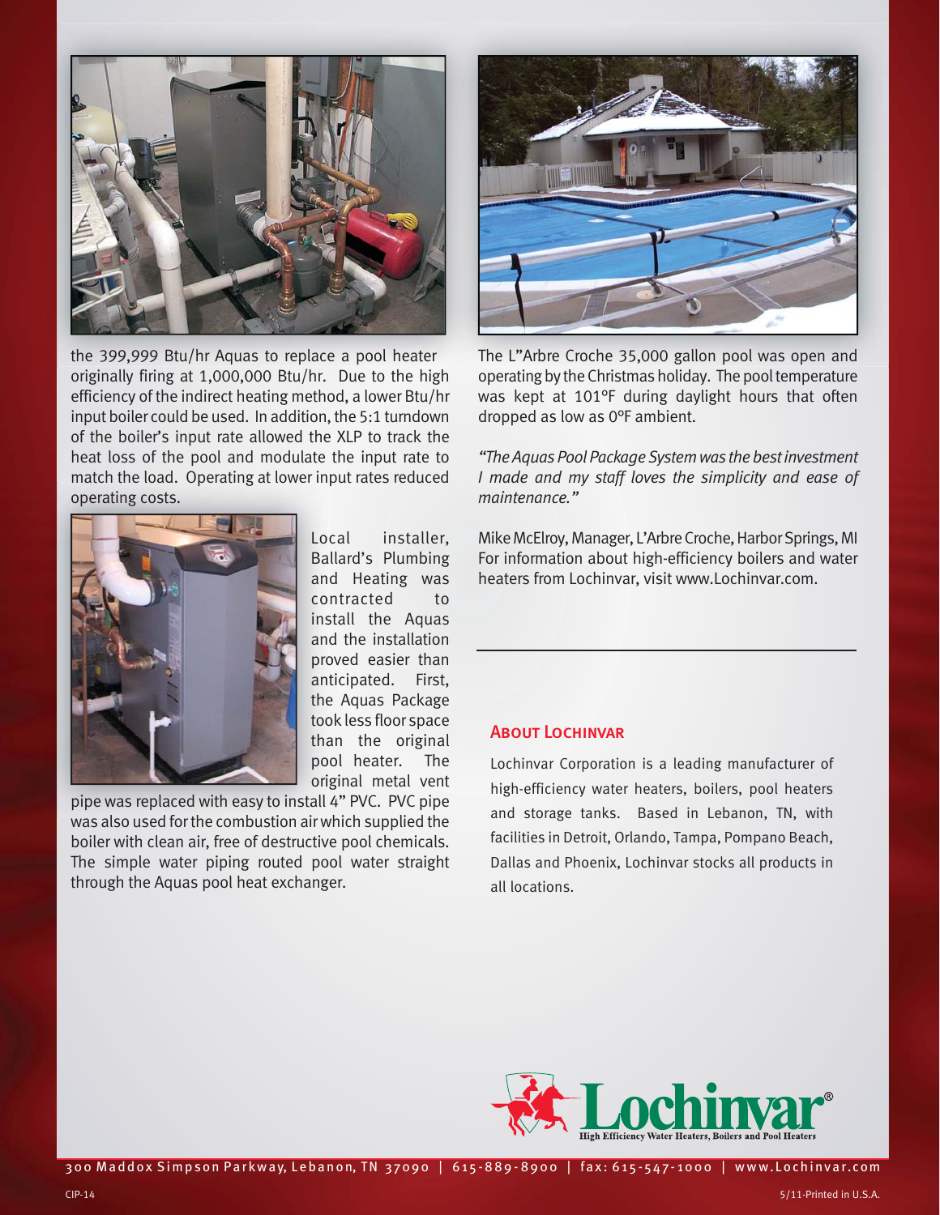the 399,999 Btu/hr Aquas to replace a pool heater originally firing at 1,000,000 Btu/hr. Due to the high efficiency of the indirect heating method, a lower Btu/hr input boiler could be used. In addition, the 5:1 turndown of the boiler's input rate allowed the XLP to track the heat loss of the pool and modulate the input rate to match the load. Operating at lower input rates reduced operating costs.

Local installer, Ballard's Plumbing and Heating was contracted to install the Aquas and the installation proved easier than anticipated. First, the Aquas Package took less floor space than the original pool heater. The original metal vent pipe was replaced with easy to install 4" PVC. PVC pipe was also used for the combustion air which supplied the boiler with clean air, free of destructive pool chemicals. The simple water piping routed pool water straight through the Aquas pool heat exchanger.

The L"Arbre Croche 35,000 gallon pool was open and operating by the Christmas holiday. The pool temperature was kept at 101ºF during daylight hours that often dropped as low as 0ºF ambient.

*"The Aquas Pool Package System was the best investment I made and my staff loves the simplicity and ease of maintenance."*

Mike McElroy, Manager, L'Arbre Croche, Harbor Springs, MI
For information about high-efficiency boilers and water heaters from Lochinvar, visit www.Lochinvar.com.

## About Lochinvar

Lochinvar Corporation is a leading manufacturer of high-efficiency water heaters, boilers, pool heaters and storage tanks. Based in Lebanon, TN, with facilities in Detroit, Orlando, Tampa, Pompano Beach, Dallas and Phoenix, Lochinvar stocks all products in all locations.

Lochinvar®
High Efficiency Water Heaters, Boilers and Pool Heaters

300 Maddox Simpson Parkway, Lebanon, TN 37090 | 615-889-8900 | fax: 615-547-1000 | www.Lochinvar.com

CIP-14

5/11-Printed in U.S.A.